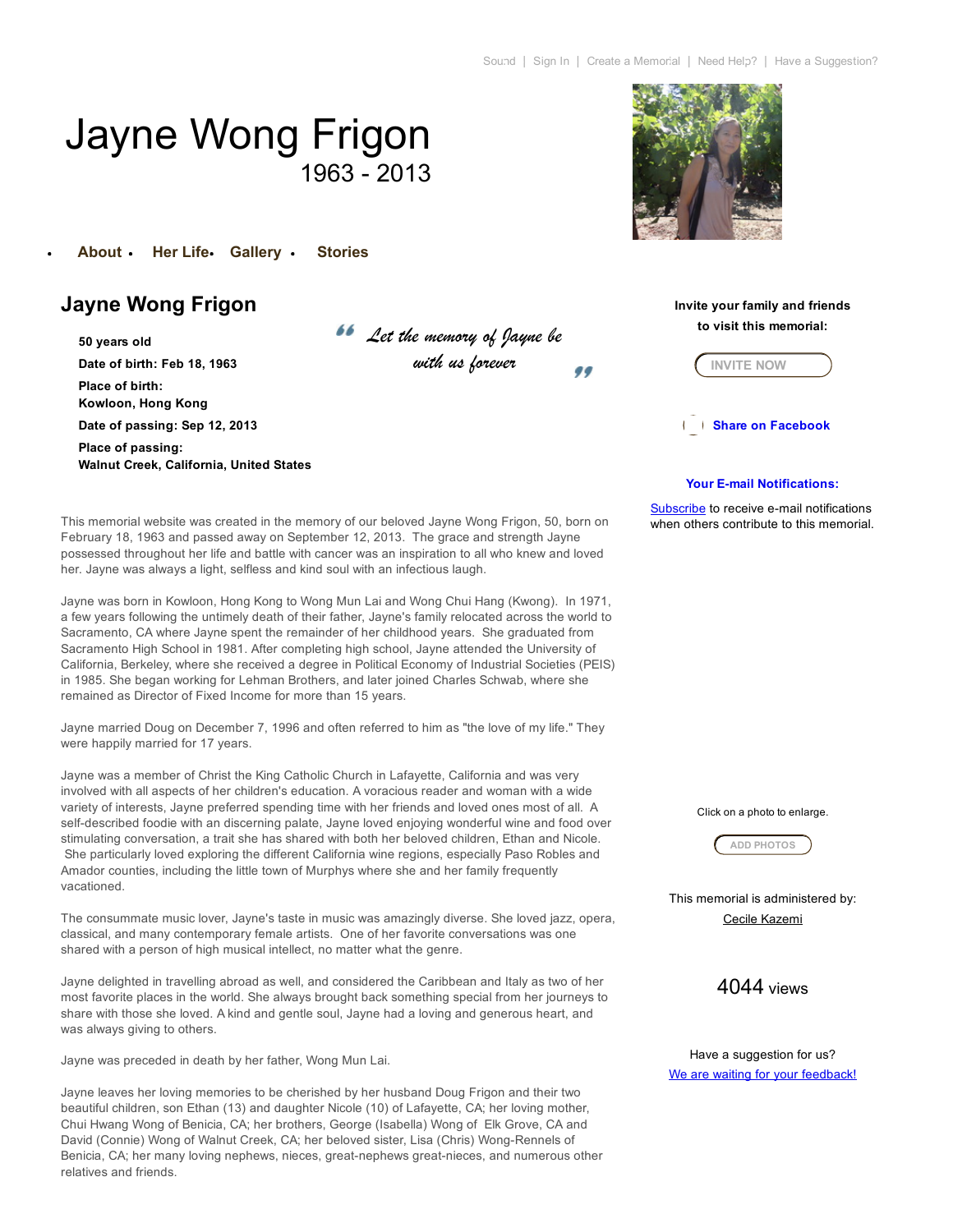Sound | Sign In | Create a Memorial | Need Help? | Have a Suggestion?

# Jayne Wong Frigon

1963 - 2013

- About
- Her Life
- Gallery
- Stories

## Jayne Wong Frigon

**50 years old**

**Date of birth: Feb 18, 1963**

**Place of birth:**
**Kowloon, Hong Kong**

**Date of passing: Sep 12, 2013**

**Place of passing:**
**Walnut Creek, California, United States**

*"Let the memory of Jayne be with us forever"*

**Invite your family and friends to visit this memorial:**

INVITE NOW

**Share on Facebook**

**Your E-mail Notifications:**

Subscribe to receive e-mail notifications when others contribute to this memorial.

This memorial website was created in the memory of our beloved Jayne Wong Frigon, 50, born on February 18, 1963 and passed away on September 12, 2013. The grace and strength Jayne possessed throughout her life and battle with cancer was an inspiration to all who knew and loved her. Jayne was always a light, selfless and kind soul with an infectious laugh.

Jayne was born in Kowloon, Hong Kong to Wong Mun Lai and Wong Chui Hang (Kwong). In 1971, a few years following the untimely death of their father, Jayne's family relocated across the world to Sacramento, CA where Jayne spent the remainder of her childhood years. She graduated from Sacramento High School in 1981. After completing high school, Jayne attended the University of California, Berkeley, where she received a degree in Political Economy of Industrial Societies (PEIS) in 1985. She began working for Lehman Brothers, and later joined Charles Schwab, where she remained as Director of Fixed Income for more than 15 years.

Jayne married Doug on December 7, 1996 and often referred to him as "the love of my life." They were happily married for 17 years.

Jayne was a member of Christ the King Catholic Church in Lafayette, California and was very involved with all aspects of her children's education. A voracious reader and woman with a wide variety of interests, Jayne preferred spending time with her friends and loved ones most of all. A self-described foodie with an discerning palate, Jayne loved enjoying wonderful wine and food over stimulating conversation, a trait she has shared with both her beloved children, Ethan and Nicole. She particularly loved exploring the different California wine regions, especially Paso Robles and Amador counties, including the little town of Murphys where she and her family frequently vacationed.

The consummate music lover, Jayne's taste in music was amazingly diverse. She loved jazz, opera, classical, and many contemporary female artists. One of her favorite conversations was one shared with a person of high musical intellect, no matter what the genre.

Jayne delighted in travelling abroad as well, and considered the Caribbean and Italy as two of her most favorite places in the world. She always brought back something special from her journeys to share with those she loved. A kind and gentle soul, Jayne had a loving and generous heart, and was always giving to others.

Jayne was preceded in death by her father, Wong Mun Lai.

Jayne leaves her loving memories to be cherished by her husband Doug Frigon and their two beautiful children, son Ethan (13) and daughter Nicole (10) of Lafayette, CA; her loving mother, Chui Hwang Wong of Benicia, CA; her brothers, George (Isabella) Wong of Elk Grove, CA and David (Connie) Wong of Walnut Creek, CA; her beloved sister, Lisa (Chris) Wong-Rennels of Benicia, CA; her many loving nephews, nieces, great-nephews great-nieces, and numerous other relatives and friends.

Click on a photo to enlarge.

ADD PHOTOS

This memorial is administered by:
Cecile Kazemi

4044 views

Have a suggestion for us?
We are waiting for your feedback!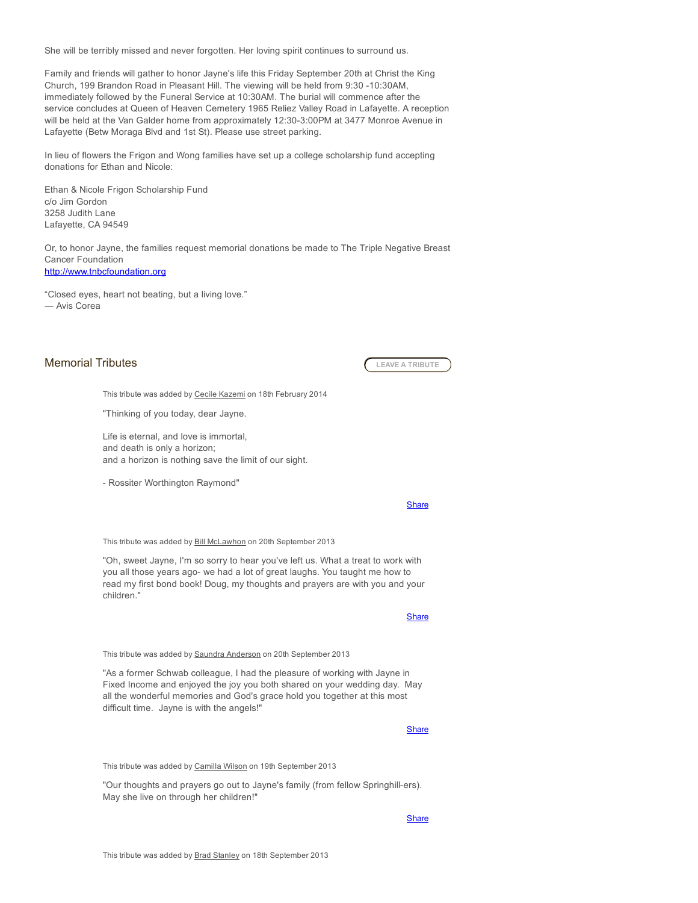She will be terribly missed and never forgotten. Her loving spirit continues to surround us.

Family and friends will gather to honor Jayne's life this Friday September 20th at Christ the King Church, 199 Brandon Road in Pleasant Hill. The viewing will be held from 9:30 -10:30AM, immediately followed by the Funeral Service at 10:30AM. The burial will commence after the service concludes at Queen of Heaven Cemetery 1965 Reliez Valley Road in Lafayette. A reception will be held at the Van Galder home from approximately 12:30-3:00PM at 3477 Monroe Avenue in Lafayette (Betw Moraga Blvd and 1st St). Please use street parking.

In lieu of flowers the Frigon and Wong families have set up a college scholarship fund accepting donations for Ethan and Nicole:

Ethan & Nicole Frigon Scholarship Fund
c/o Jim Gordon
3258 Judith Lane
Lafayette, CA 94549

Or, to honor Jayne, the families request memorial donations be made to The Triple Negative Breast Cancer Foundation
http://www.tnbcfoundation.org

“Closed eyes, heart not beating, but a living love.”
— Avis Corea

## Memorial Tributes

LEAVE A TRIBUTE

This tribute was added by Cecile Kazemi on 18th February 2014

"Thinking of you today, dear Jayne.

Life is eternal, and love is immortal,
and death is only a horizon;
and a horizon is nothing save the limit of our sight.

- Rossiter Worthington Raymond"

Share

This tribute was added by Bill McLawhon on 20th September 2013

"Oh, sweet Jayne, I'm so sorry to hear you've left us. What a treat to work with you all those years ago- we had a lot of great laughs. You taught me how to read my first bond book! Doug, my thoughts and prayers are with you and your children."

Share

This tribute was added by Saundra Anderson on 20th September 2013

"As a former Schwab colleague, I had the pleasure of working with Jayne in Fixed Income and enjoyed the joy you both shared on your wedding day. May all the wonderful memories and God's grace hold you together at this most difficult time. Jayne is with the angels!"

Share

This tribute was added by Camilla Wilson on 19th September 2013

"Our thoughts and prayers go out to Jayne's family (from fellow Springhill-ers). May she live on through her children!"

Share

This tribute was added by Brad Stanley on 18th September 2013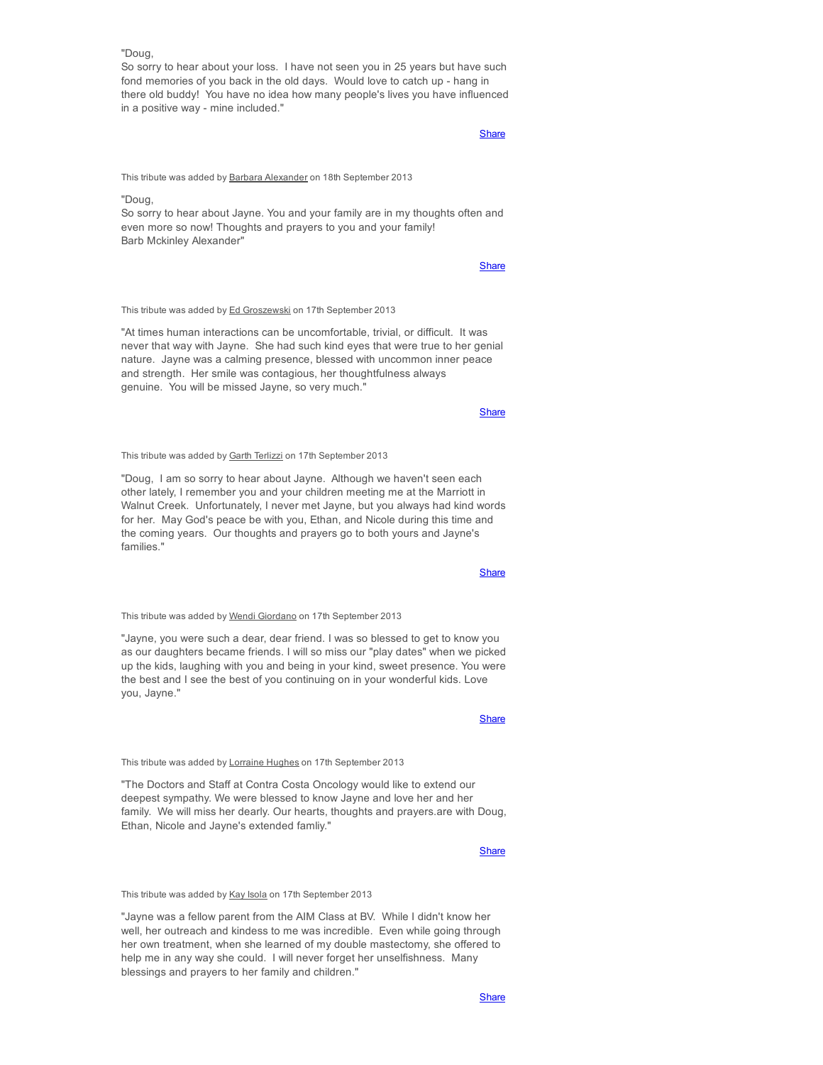"Doug,
So sorry to hear about your loss. I have not seen you in 25 years but have such fond memories of you back in the old days. Would love to catch up - hang in there old buddy! You have no idea how many people's lives you have influenced in a positive way - mine included."

Share

This tribute was added by Barbara Alexander on 18th September 2013

"Doug,
So sorry to hear about Jayne. You and your family are in my thoughts often and even more so now! Thoughts and prayers to you and your family!
Barb Mckinley Alexander"

Share

This tribute was added by Ed Groszewski on 17th September 2013

"At times human interactions can be uncomfortable, trivial, or difficult. It was never that way with Jayne. She had such kind eyes that were true to her genial nature. Jayne was a calming presence, blessed with uncommon inner peace and strength. Her smile was contagious, her thoughtfulness always genuine. You will be missed Jayne, so very much."

Share

This tribute was added by Garth Terlizzi on 17th September 2013

"Doug, I am so sorry to hear about Jayne. Although we haven't seen each other lately, I remember you and your children meeting me at the Marriott in Walnut Creek. Unfortunately, I never met Jayne, but you always had kind words for her. May God's peace be with you, Ethan, and Nicole during this time and the coming years. Our thoughts and prayers go to both yours and Jayne's families."

Share

This tribute was added by Wendi Giordano on 17th September 2013

"Jayne, you were such a dear, dear friend. I was so blessed to get to know you as our daughters became friends. I will so miss our "play dates" when we picked up the kids, laughing with you and being in your kind, sweet presence. You were the best and I see the best of you continuing on in your wonderful kids. Love you, Jayne."

Share

This tribute was added by Lorraine Hughes on 17th September 2013

"The Doctors and Staff at Contra Costa Oncology would like to extend our deepest sympathy. We were blessed to know Jayne and love her and her family. We will miss her dearly. Our hearts, thoughts and prayers.are with Doug, Ethan, Nicole and Jayne's extended famliy."

Share

This tribute was added by Kay Isola on 17th September 2013

"Jayne was a fellow parent from the AIM Class at BV. While I didn't know her well, her outreach and kindness to me was incredible. Even while going through her own treatment, when she learned of my double mastectomy, she offered to help me in any way she could. I will never forget her unselfishness. Many blessings and prayers to her family and children."

Share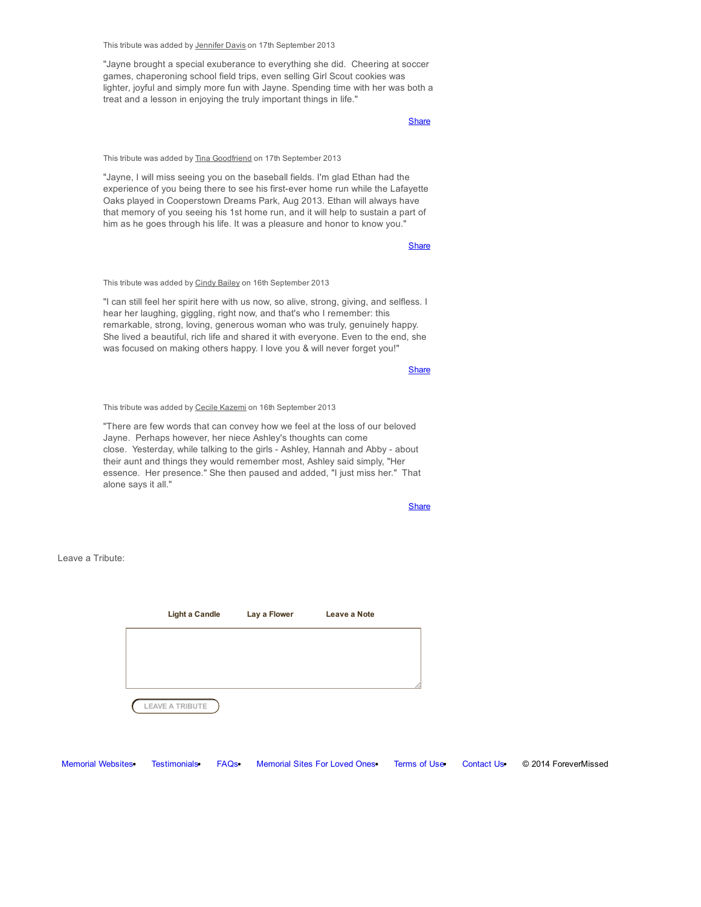This tribute was added by Jennifer Davis on 17th September 2013

"Jayne brought a special exuberance to everything she did.  Cheering at soccer games, chaperoning school field trips, even selling Girl Scout cookies was lighter, joyful and simply more fun with Jayne. Spending time with her was both a treat and a lesson in enjoying the truly important things in life."

Share

This tribute was added by Tina Goodfriend on 17th September 2013

"Jayne, I will miss seeing you on the baseball fields. I'm glad Ethan had the experience of you being there to see his first-ever home run while the Lafayette Oaks played in Cooperstown Dreams Park, Aug 2013. Ethan will always have that memory of you seeing his 1st home run, and it will help to sustain a part of him as he goes through his life. It was a pleasure and honor to know you."

Share

This tribute was added by Cindy Bailey on 16th September 2013

"I can still feel her spirit here with us now, so alive, strong, giving, and selfless. I hear her laughing, giggling, right now, and that's who I remember: this remarkable, strong, loving, generous woman who was truly, genuinely happy. She lived a beautiful, rich life and shared it with everyone. Even to the end, she was focused on making others happy. I love you & will never forget you!"

Share

This tribute was added by Cecile Kazemi on 16th September 2013

"There are few words that can convey how we feel at the loss of our beloved Jayne.  Perhaps however, her niece Ashley's thoughts can come close.  Yesterday, while talking to the girls - Ashley, Hannah and Abby - about their aunt and things they would remember most, Ashley said simply, "Her essence.  Her presence." She then paused and added, "I just miss her."  That alone says it all."

Share

Leave a Tribute:

**Light a Candle** **Lay a Flower** **Leave a Note**

LEAVE A TRIBUTE

Memorial Websites• Testimonials• FAQs• Memorial Sites For Loved Ones• Terms of Use• Contact Us• © 2014 ForeverMissed